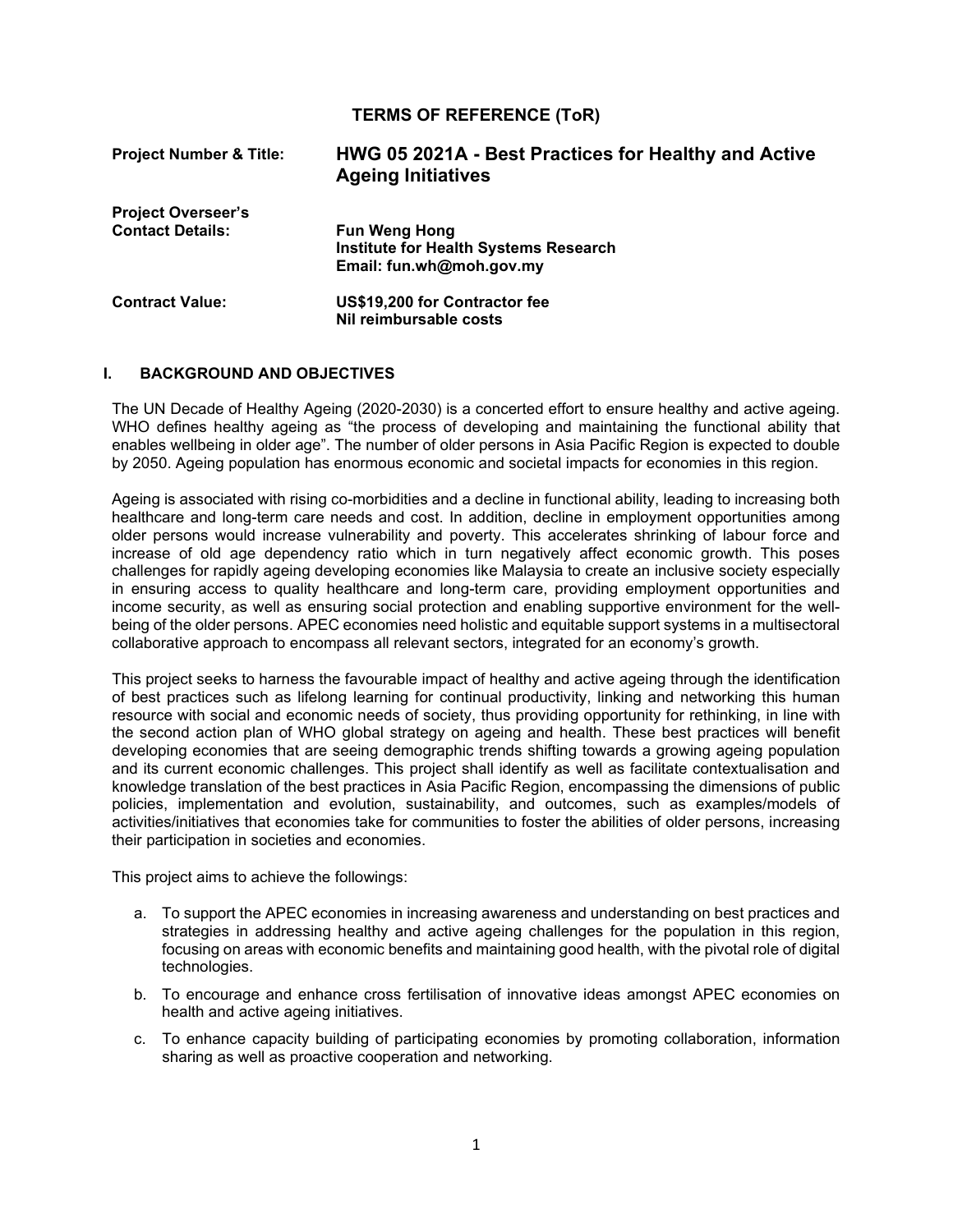# TERMS OF REFERENCE (ToR)

| | |
|---|---|
| **Project Number & Title:** | **HWG 05 2021A - Best Practices for Healthy and Active Ageing Initiatives** |
| **Project Overseer's Contact Details:** | **Fun Weng Hong**<br>**Institute for Health Systems Research**<br>**Email: fun.wh@moh.gov.my** |
| **Contract Value:** | **US$19,200 for Contractor fee**<br>**Nil reimbursable costs** |

## I. BACKGROUND AND OBJECTIVES

The UN Decade of Healthy Ageing (2020-2030) is a concerted effort to ensure healthy and active ageing. WHO defines healthy ageing as "the process of developing and maintaining the functional ability that enables wellbeing in older age". The number of older persons in Asia Pacific Region is expected to double by 2050. Ageing population has enormous economic and societal impacts for economies in this region.

Ageing is associated with rising co-morbidities and a decline in functional ability, leading to increasing both healthcare and long-term care needs and cost. In addition, decline in employment opportunities among older persons would increase vulnerability and poverty. This accelerates shrinking of labour force and increase of old age dependency ratio which in turn negatively affect economic growth. This poses challenges for rapidly ageing developing economies like Malaysia to create an inclusive society especially in ensuring access to quality healthcare and long-term care, providing employment opportunities and income security, as well as ensuring social protection and enabling supportive environment for the well-being of the older persons. APEC economies need holistic and equitable support systems in a multisectoral collaborative approach to encompass all relevant sectors, integrated for an economy's growth.

This project seeks to harness the favourable impact of healthy and active ageing through the identification of best practices such as lifelong learning for continual productivity, linking and networking this human resource with social and economic needs of society, thus providing opportunity for rethinking, in line with the second action plan of WHO global strategy on ageing and health. These best practices will benefit developing economies that are seeing demographic trends shifting towards a growing ageing population and its current economic challenges. This project shall identify as well as facilitate contextualisation and knowledge translation of the best practices in Asia Pacific Region, encompassing the dimensions of public policies, implementation and evolution, sustainability, and outcomes, such as examples/models of activities/initiatives that economies take for communities to foster the abilities of older persons, increasing their participation in societies and economies.

This project aims to achieve the followings:

a. To support the APEC economies in increasing awareness and understanding on best practices and strategies in addressing healthy and active ageing challenges for the population in this region, focusing on areas with economic benefits and maintaining good health, with the pivotal role of digital technologies.

b. To encourage and enhance cross fertilisation of innovative ideas amongst APEC economies on health and active ageing initiatives.

c. To enhance capacity building of participating economies by promoting collaboration, information sharing as well as proactive cooperation and networking.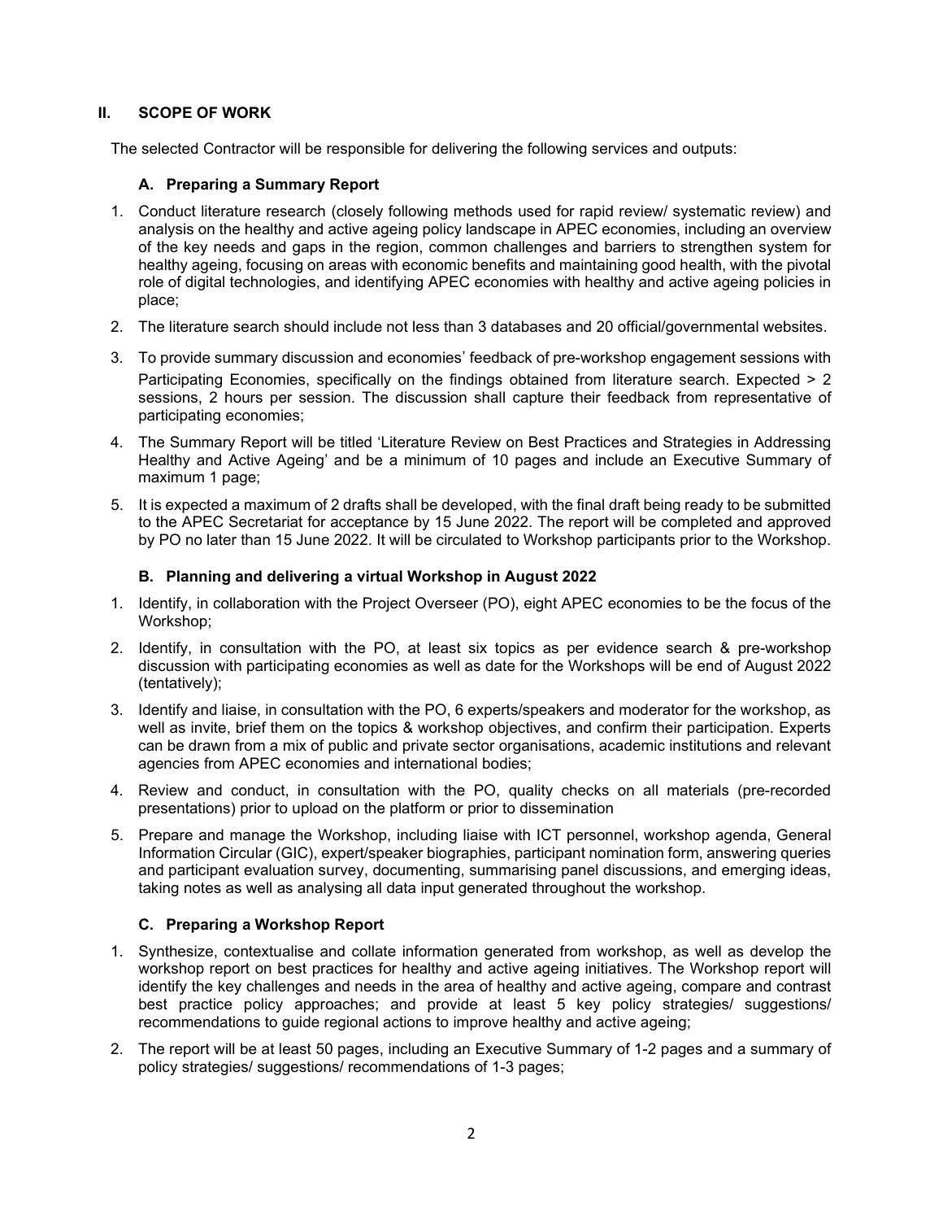## II. SCOPE OF WORK

The selected Contractor will be responsible for delivering the following services and outputs:

### A. Preparing a Summary Report

1. Conduct literature research (closely following methods used for rapid review/ systematic review) and analysis on the healthy and active ageing policy landscape in APEC economies, including an overview of the key needs and gaps in the region, common challenges and barriers to strengthen system for healthy ageing, focusing on areas with economic benefits and maintaining good health, with the pivotal role of digital technologies, and identifying APEC economies with healthy and active ageing policies in place;
2. The literature search should include not less than 3 databases and 20 official/governmental websites.
3. To provide summary discussion and economies' feedback of pre-workshop engagement sessions with Participating Economies, specifically on the findings obtained from literature search. Expected > 2 sessions, 2 hours per session. The discussion shall capture their feedback from representative of participating economies;
4. The Summary Report will be titled 'Literature Review on Best Practices and Strategies in Addressing Healthy and Active Ageing' and be a minimum of 10 pages and include an Executive Summary of maximum 1 page;
5. It is expected a maximum of 2 drafts shall be developed, with the final draft being ready to be submitted to the APEC Secretariat for acceptance by 15 June 2022. The report will be completed and approved by PO no later than 15 June 2022. It will be circulated to Workshop participants prior to the Workshop.

### B. Planning and delivering a virtual Workshop in August 2022

1. Identify, in collaboration with the Project Overseer (PO), eight APEC economies to be the focus of the Workshop;
2. Identify, in consultation with the PO, at least six topics as per evidence search & pre-workshop discussion with participating economies as well as date for the Workshops will be end of August 2022 (tentatively);
3. Identify and liaise, in consultation with the PO, 6 experts/speakers and moderator for the workshop, as well as invite, brief them on the topics & workshop objectives, and confirm their participation. Experts can be drawn from a mix of public and private sector organisations, academic institutions and relevant agencies from APEC economies and international bodies;
4. Review and conduct, in consultation with the PO, quality checks on all materials (pre-recorded presentations) prior to upload on the platform or prior to dissemination
5. Prepare and manage the Workshop, including liaise with ICT personnel, workshop agenda, General Information Circular (GIC), expert/speaker biographies, participant nomination form, answering queries and participant evaluation survey, documenting, summarising panel discussions, and emerging ideas, taking notes as well as analysing all data input generated throughout the workshop.

### C. Preparing a Workshop Report

1. Synthesize, contextualise and collate information generated from workshop, as well as develop the workshop report on best practices for healthy and active ageing initiatives. The Workshop report will identify the key challenges and needs in the area of healthy and active ageing, compare and contrast best practice policy approaches; and provide at least 5 key policy strategies/ suggestions/ recommendations to guide regional actions to improve healthy and active ageing;
2. The report will be at least 50 pages, including an Executive Summary of 1-2 pages and a summary of policy strategies/ suggestions/ recommendations of 1-3 pages;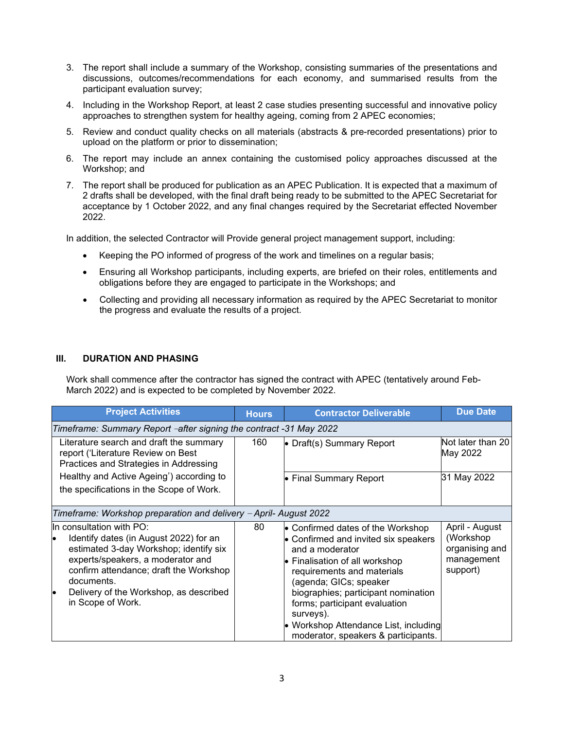3. The report shall include a summary of the Workshop, consisting summaries of the presentations and discussions, outcomes/recommendations for each economy, and summarised results from the participant evaluation survey;
4. Including in the Workshop Report, at least 2 case studies presenting successful and innovative policy approaches to strengthen system for healthy ageing, coming from 2 APEC economies;
5. Review and conduct quality checks on all materials (abstracts & pre-recorded presentations) prior to upload on the platform or prior to dissemination;
6. The report may include an annex containing the customised policy approaches discussed at the Workshop; and
7. The report shall be produced for publication as an APEC Publication. It is expected that a maximum of 2 drafts shall be developed, with the final draft being ready to be submitted to the APEC Secretariat for acceptance by 1 October 2022, and any final changes required by the Secretariat effected November 2022.

In addition, the selected Contractor will Provide general project management support, including:

- Keeping the PO informed of progress of the work and timelines on a regular basis;
- Ensuring all Workshop participants, including experts, are briefed on their roles, entitlements and obligations before they are engaged to participate in the Workshops; and
- Collecting and providing all necessary information as required by the APEC Secretariat to monitor the progress and evaluate the results of a project.

## III. DURATION AND PHASING

Work shall commence after the contractor has signed the contract with APEC (tentatively around Feb-March 2022) and is expected to be completed by November 2022.

| Project Activities | Hours | Contractor Deliverable | Due Date |
|---|---|---|---|
| *Timeframe: Summary Report –after signing the contract -31 May 2022* | | | |
| Literature search and draft the summary report ('Literature Review on Best Practices and Strategies in Addressing Healthy and Active Ageing') according to the specifications in the Scope of Work. | 160 | • Draft(s) Summary Report | Not later than 20 May 2022 |
| | | • Final Summary Report | 31 May 2022 |
| *Timeframe: Workshop preparation and delivery – April- August 2022* | | | |
| In consultation with PO:<br>• Identify dates (in August 2022) for an estimated 3-day Workshop; identify six experts/speakers, a moderator and confirm attendance; draft the Workshop documents.<br>• Delivery of the Workshop, as described in Scope of Work. | 80 | • Confirmed dates of the Workshop<br>• Confirmed and invited six speakers and a moderator<br>• Finalisation of all workshop requirements and materials (agenda; GICs; speaker biographies; participant nomination forms; participant evaluation surveys).<br>• Workshop Attendance List, including moderator, speakers & participants. | April - August (Workshop organising and management support) |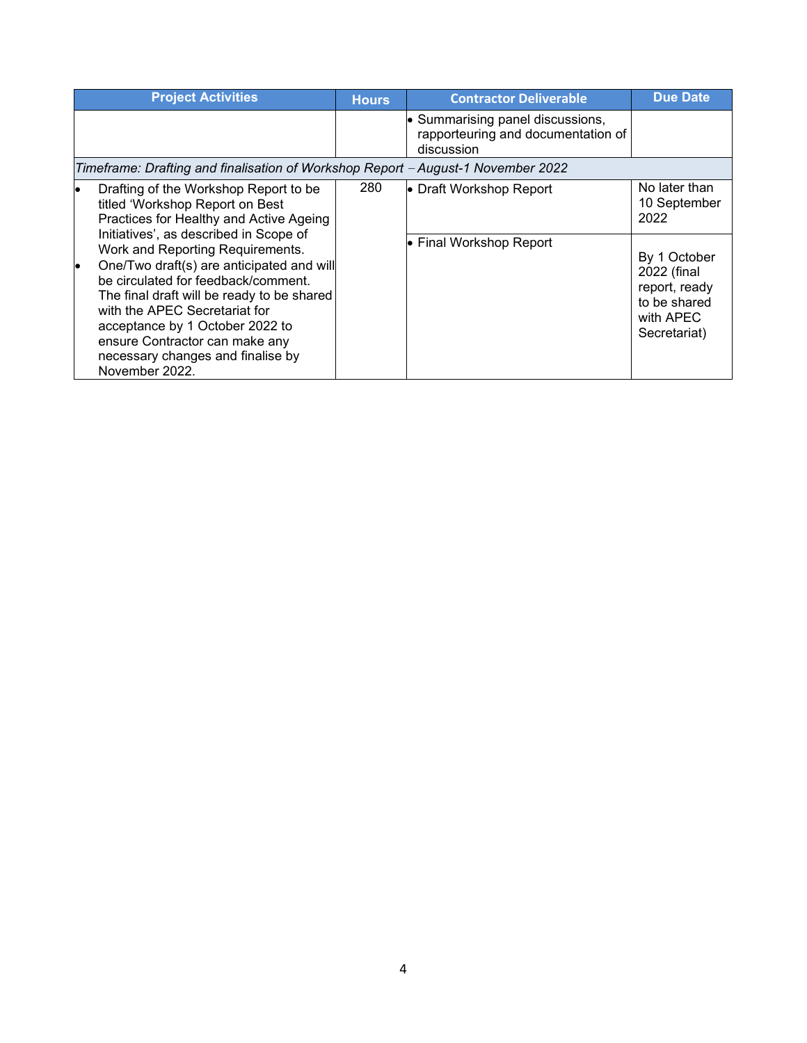| Project Activities | Hours | Contractor Deliverable | Due Date |
| --- | --- | --- | --- |
| | | • Summarising panel discussions, rapporteuring and documentation of discussion | |
| *Timeframe: Drafting and finalisation of Workshop Report – August-1 November 2022* | | | |
| • Drafting of the Workshop Report to be titled 'Workshop Report on Best Practices for Healthy and Active Ageing Initiatives', as described in Scope of Work and Reporting Requirements.<br>• One/Two draft(s) are anticipated and will be circulated for feedback/comment. The final draft will be ready to be shared with the APEC Secretariat for acceptance by 1 October 2022 to ensure Contractor can make any necessary changes and finalise by November 2022. | 280 | • Draft Workshop Report | No later than 10 September 2022 |
| | | • Final Workshop Report | By 1 October 2022 (final report, ready to be shared with APEC Secretariat) |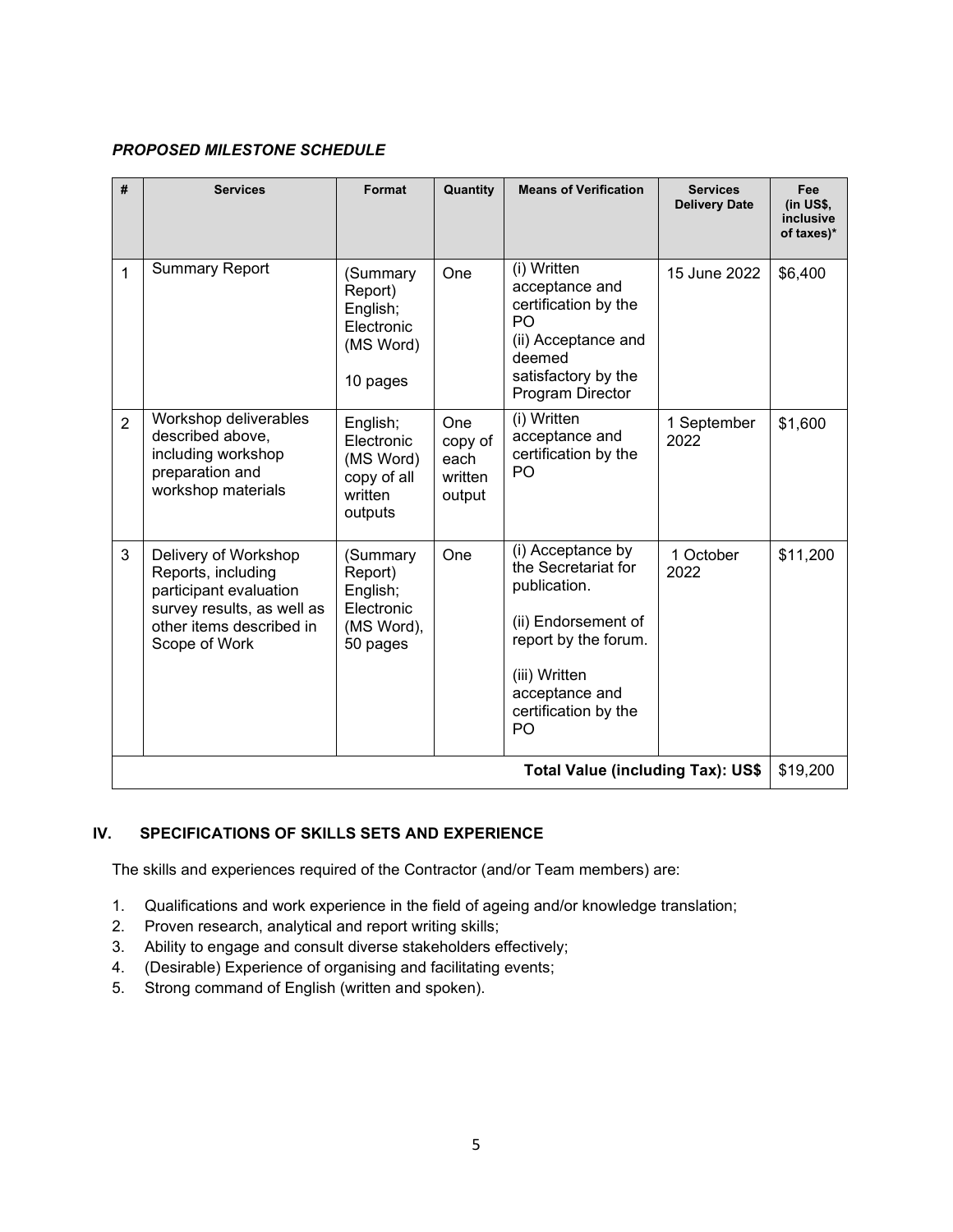***PROPOSED MILESTONE SCHEDULE***

| # | Services | Format | Quantity | Means of Verification | Services Delivery Date | Fee (in US$, inclusive of taxes)* |
|---|---|---|---|---|---|---|
| 1 | Summary Report | (Summary Report) English; Electronic (MS Word) 10 pages | One | (i) Written acceptance and certification by the PO (ii) Acceptance and deemed satisfactory by the Program Director | 15 June 2022 | $6,400 |
| 2 | Workshop deliverables described above, including workshop preparation and workshop materials | English; Electronic (MS Word) copy of all written outputs | One copy of each written output | (i) Written acceptance and certification by the PO | 1 September 2022 | $1,600 |
| 3 | Delivery of Workshop Reports, including participant evaluation survey results, as well as other items described in Scope of Work | (Summary Report) English; Electronic (MS Word), 50 pages | One | (i) Acceptance by the Secretariat for publication. (ii) Endorsement of report by the forum. (iii) Written acceptance and certification by the PO | 1 October 2022 | $11,200 |
| **Total Value (including Tax): US$** | | | | | | $19,200 |

## IV. SPECIFICATIONS OF SKILLS SETS AND EXPERIENCE

The skills and experiences required of the Contractor (and/or Team members) are:

1. Qualifications and work experience in the field of ageing and/or knowledge translation;
2. Proven research, analytical and report writing skills;
3. Ability to engage and consult diverse stakeholders effectively;
4. (Desirable) Experience of organising and facilitating events;
5. Strong command of English (written and spoken).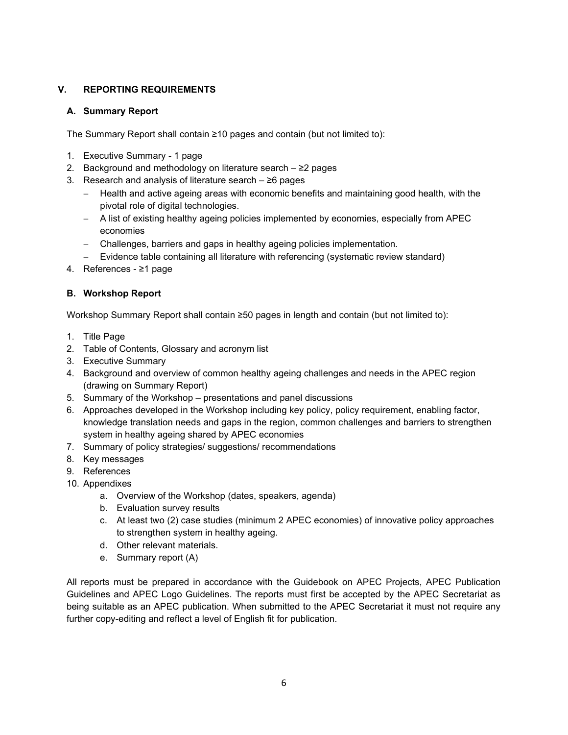## V. REPORTING REQUIREMENTS

### A. Summary Report

The Summary Report shall contain ≥10 pages and contain (but not limited to):

1. Executive Summary - 1 page
2. Background and methodology on literature search – ≥2 pages
3. Research and analysis of literature search – ≥6 pages
   - Health and active ageing areas with economic benefits and maintaining good health, with the pivotal role of digital technologies.
   - A list of existing healthy ageing policies implemented by economies, especially from APEC economies
   - Challenges, barriers and gaps in healthy ageing policies implementation.
   - Evidence table containing all literature with referencing (systematic review standard)
4. References - ≥1 page

### B. Workshop Report

Workshop Summary Report shall contain ≥50 pages in length and contain (but not limited to):

1. Title Page
2. Table of Contents, Glossary and acronym list
3. Executive Summary
4. Background and overview of common healthy ageing challenges and needs in the APEC region (drawing on Summary Report)
5. Summary of the Workshop – presentations and panel discussions
6. Approaches developed in the Workshop including key policy, policy requirement, enabling factor, knowledge translation needs and gaps in the region, common challenges and barriers to strengthen system in healthy ageing shared by APEC economies
7. Summary of policy strategies/ suggestions/ recommendations
8. Key messages
9. References
10. Appendixes
    a. Overview of the Workshop (dates, speakers, agenda)
    b. Evaluation survey results
    c. At least two (2) case studies (minimum 2 APEC economies) of innovative policy approaches to strengthen system in healthy ageing.
    d. Other relevant materials.
    e. Summary report (A)

All reports must be prepared in accordance with the Guidebook on APEC Projects, APEC Publication Guidelines and APEC Logo Guidelines. The reports must first be accepted by the APEC Secretariat as being suitable as an APEC publication. When submitted to the APEC Secretariat it must not require any further copy-editing and reflect a level of English fit for publication.